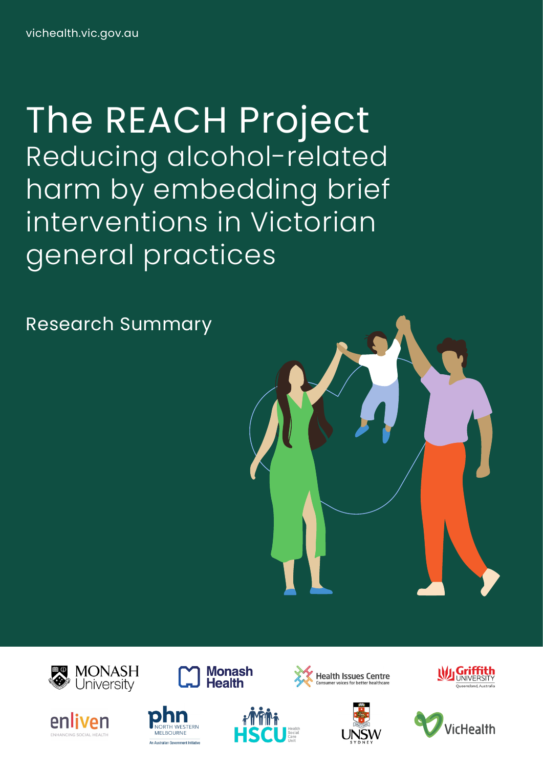vichealth.vic.gov.au

# The REACH Project

## Reducing alcohol-related harm by embedding brief interventions in Victorian general practices

Research Summary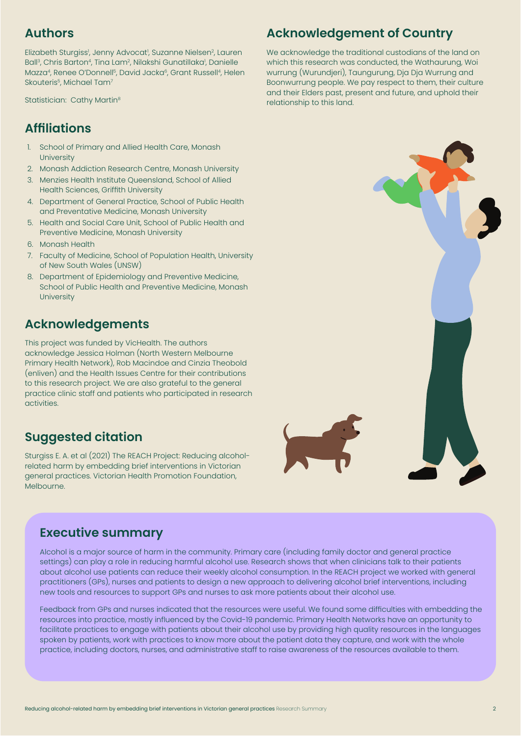## Authors

Elizabeth Sturgiss[1], Jenny Advocat[1], Suzanne Nielsen[2], Lauren Ball[3], Chris Barton[4], Tina Lam[2], Nilakshi Gunatillaka[1], Danielle Mazza[4], Renee O'Donnell[5], David Jacka[6], Grant Russell[4], Helen Skouteris[5], Michael Tam[7]

Statistician: Cathy Martin[8]

## Affiliations

1. School of Primary and Allied Health Care, Monash University
2. Monash Addiction Research Centre, Monash University
3. Menzies Health Institute Queensland, School of Allied Health Sciences, Griffith University
4. Department of General Practice, School of Public Health and Preventative Medicine, Monash University
5. Health and Social Care Unit, School of Public Health and Preventive Medicine, Monash University
6. Monash Health
7. Faculty of Medicine, School of Population Health, University of New South Wales (UNSW)
8. Department of Epidemiology and Preventive Medicine, School of Public Health and Preventive Medicine, Monash University

## Acknowledgements

This project was funded by VicHealth. The authors acknowledge Jessica Holman (North Western Melbourne Primary Health Network), Rob Macindoe and Cinzia Theobold (enliven) and the Health Issues Centre for their contributions to this research project. We are also grateful to the general practice clinic staff and patients who participated in research activities.

## Suggested citation

Sturgiss E. A. et al (2021) The REACH Project: Reducing alcohol-related harm by embedding brief interventions in Victorian general practices. Victorian Health Promotion Foundation, Melbourne.

## Acknowledgement of Country

We acknowledge the traditional custodians of the land on which this research was conducted, the Wathaurung, Woi wurrung (Wurundjeri), Taungurung, Dja Dja Wurrung and Boonwurrung people. We pay respect to them, their culture and their Elders past, present and future, and uphold their relationship to this land.

## Executive summary

Alcohol is a major source of harm in the community. Primary care (including family doctor and general practice settings) can play a role in reducing harmful alcohol use. Research shows that when clinicians talk to their patients about alcohol use patients can reduce their weekly alcohol consumption. In the REACH project we worked with general practitioners (GPs), nurses and patients to design a new approach to delivering alcohol brief interventions, including new tools and resources to support GPs and nurses to ask more patients about their alcohol use.

Feedback from GPs and nurses indicated that the resources were useful. We found some difficulties with embedding the resources into practice, mostly influenced by the Covid-19 pandemic. Primary Health Networks have an opportunity to facilitate practices to engage with patients about their alcohol use by providing high quality resources in the languages spoken by patients, work with practices to know more about the patient data they capture, and work with the whole practice, including doctors, nurses, and administrative staff to raise awareness of the resources available to them.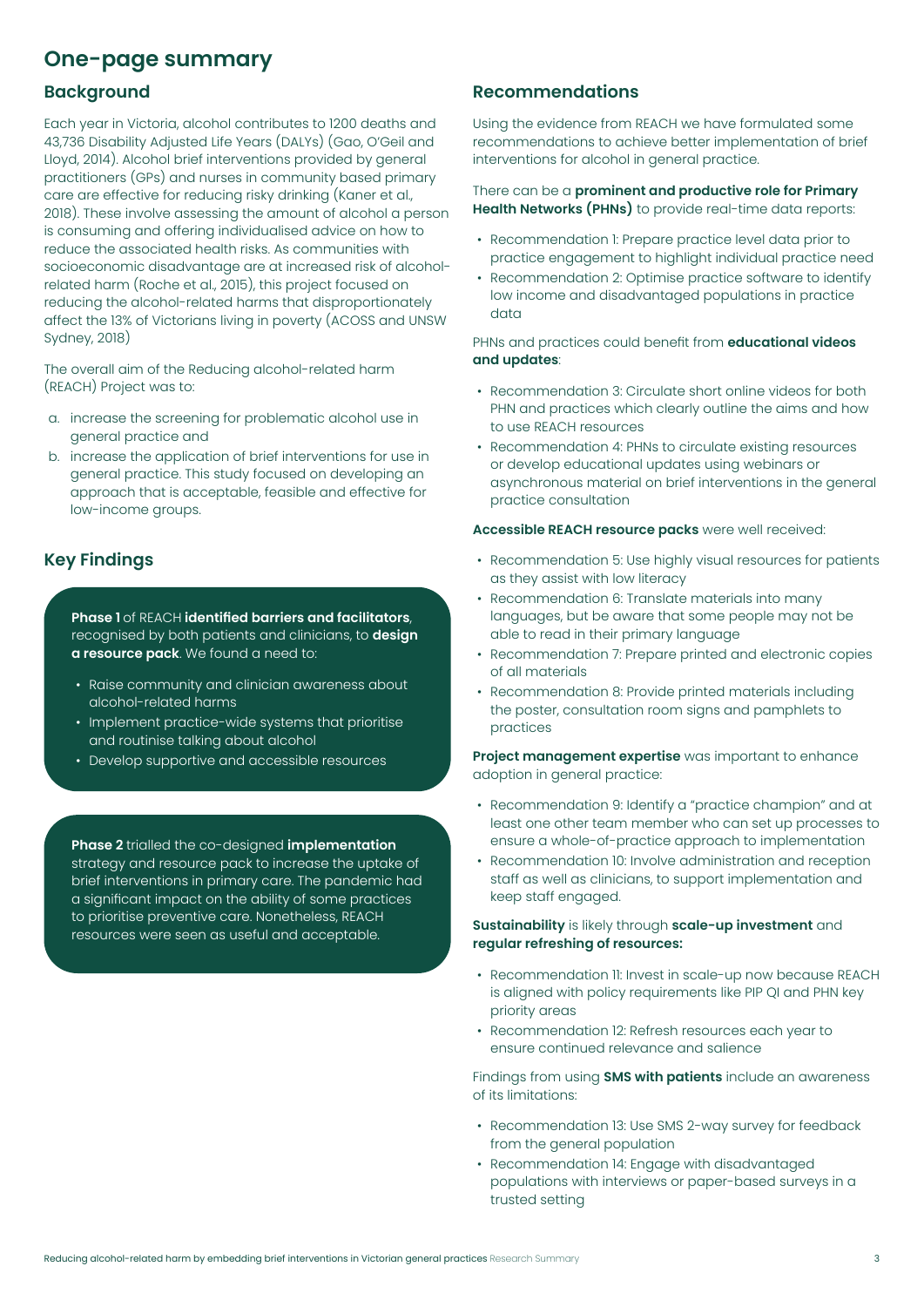# One-page summary

## Background

Each year in Victoria, alcohol contributes to 1200 deaths and 43,736 Disability Adjusted Life Years (DALYs) (Gao, O'Geil and Lloyd, 2014). Alcohol brief interventions provided by general practitioners (GPs) and nurses in community based primary care are effective for reducing risky drinking (Kaner et al., 2018). These involve assessing the amount of alcohol a person is consuming and offering individualised advice on how to reduce the associated health risks. As communities with socioeconomic disadvantage are at increased risk of alcohol-related harm (Roche et al., 2015), this project focused on reducing the alcohol-related harms that disproportionately affect the 13% of Victorians living in poverty (ACOSS and UNSW Sydney, 2018)

The overall aim of the Reducing alcohol-related harm (REACH) Project was to:

a. increase the screening for problematic alcohol use in general practice and
b. increase the application of brief interventions for use in general practice. This study focused on developing an approach that is acceptable, feasible and effective for low-income groups.

## Key Findings

**Phase 1** of REACH **identified barriers and facilitators**, recognised by both patients and clinicians, to **design a resource pack**. We found a need to:

- Raise community and clinician awareness about alcohol-related harms
- Implement practice-wide systems that prioritise and routinise talking about alcohol
- Develop supportive and accessible resources

**Phase 2** trialled the co-designed **implementation** strategy and resource pack to increase the uptake of brief interventions in primary care. The pandemic had a significant impact on the ability of some practices to prioritise preventive care. Nonetheless, REACH resources were seen as useful and acceptable.

## Recommendations

Using the evidence from REACH we have formulated some recommendations to achieve better implementation of brief interventions for alcohol in general practice.

There can be a **prominent and productive role for Primary Health Networks (PHNs)** to provide real-time data reports:

- Recommendation 1: Prepare practice level data prior to practice engagement to highlight individual practice need
- Recommendation 2: Optimise practice software to identify low income and disadvantaged populations in practice data

PHNs and practices could benefit from **educational videos and updates**:

- Recommendation 3: Circulate short online videos for both PHN and practices which clearly outline the aims and how to use REACH resources
- Recommendation 4: PHNs to circulate existing resources or develop educational updates using webinars or asynchronous material on brief interventions in the general practice consultation

**Accessible REACH resource packs** were well received:

- Recommendation 5: Use highly visual resources for patients as they assist with low literacy
- Recommendation 6: Translate materials into many languages, but be aware that some people may not be able to read in their primary language
- Recommendation 7: Prepare printed and electronic copies of all materials
- Recommendation 8: Provide printed materials including the poster, consultation room signs and pamphlets to practices

**Project management expertise** was important to enhance adoption in general practice:

- Recommendation 9: Identify a "practice champion" and at least one other team member who can set up processes to ensure a whole-of-practice approach to implementation
- Recommendation 10: Involve administration and reception staff as well as clinicians, to support implementation and keep staff engaged.

**Sustainability** is likely through **scale-up investment** and **regular refreshing of resources:**

- Recommendation 11: Invest in scale-up now because REACH is aligned with policy requirements like PIP QI and PHN key priority areas
- Recommendation 12: Refresh resources each year to ensure continued relevance and salience

Findings from using **SMS with patients** include an awareness of its limitations:

- Recommendation 13: Use SMS 2-way survey for feedback from the general population
- Recommendation 14: Engage with disadvantaged populations with interviews or paper-based surveys in a trusted setting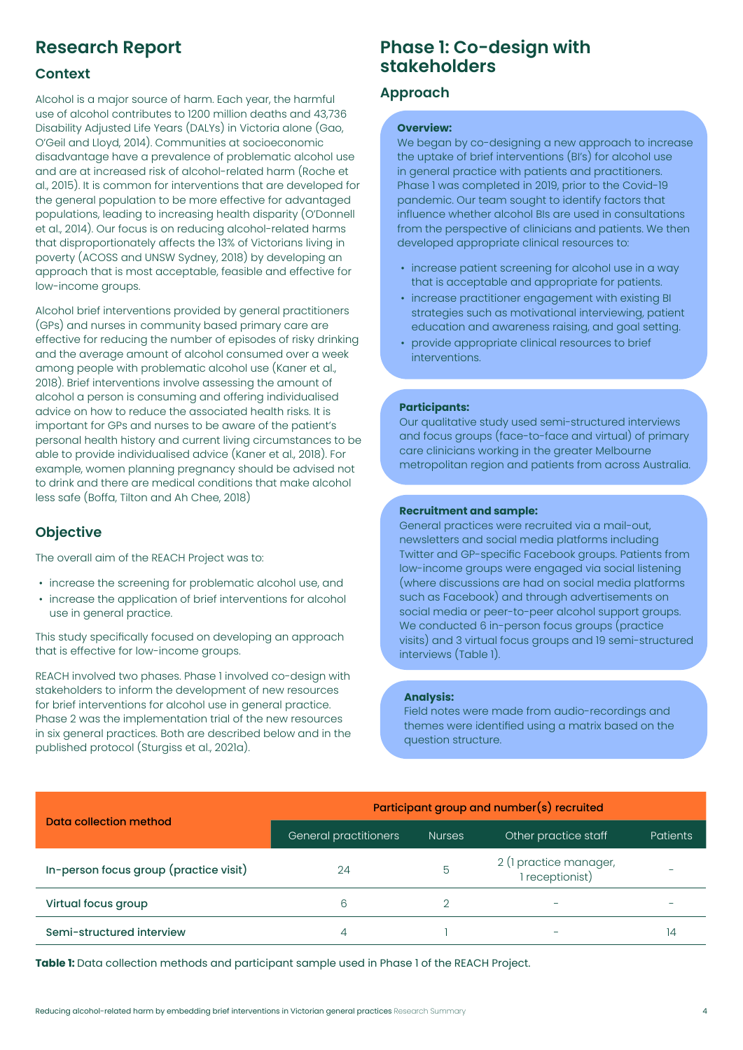# Research Report

## Context

Alcohol is a major source of harm. Each year, the harmful use of alcohol contributes to 1200 million deaths and 43,736 Disability Adjusted Life Years (DALYs) in Victoria alone (Gao, O'Geil and Lloyd, 2014). Communities at socioeconomic disadvantage have a prevalence of problematic alcohol use and are at increased risk of alcohol-related harm (Roche et al., 2015). It is common for interventions that are developed for the general population to be more effective for advantaged populations, leading to increasing health disparity (O'Donnell et al., 2014). Our focus is on reducing alcohol-related harms that disproportionately affects the 13% of Victorians living in poverty (ACOSS and UNSW Sydney, 2018) by developing an approach that is most acceptable, feasible and effective for low-income groups.

Alcohol brief interventions provided by general practitioners (GPs) and nurses in community based primary care are effective for reducing the number of episodes of risky drinking and the average amount of alcohol consumed over a week among people with problematic alcohol use (Kaner et al., 2018). Brief interventions involve assessing the amount of alcohol a person is consuming and offering individualised advice on how to reduce the associated health risks. It is important for GPs and nurses to be aware of the patient's personal health history and current living circumstances to be able to provide individualised advice (Kaner et al., 2018). For example, women planning pregnancy should be advised not to drink and there are medical conditions that make alcohol less safe (Boffa, Tilton and Ah Chee, 2018)

## Objective

The overall aim of the REACH Project was to:

- increase the screening for problematic alcohol use, and
- increase the application of brief interventions for alcohol use in general practice.

This study specifically focused on developing an approach that is effective for low-income groups.

REACH involved two phases. Phase 1 involved co-design with stakeholders to inform the development of new resources for brief interventions for alcohol use in general practice. Phase 2 was the implementation trial of the new resources in six general practices. Both are described below and in the published protocol (Sturgiss et al., 2021a).

# Phase 1: Co-design with stakeholders

## Approach

**Overview:**
We began by co-designing a new approach to increase the uptake of brief interventions (BI's) for alcohol use in general practice with patients and practitioners. Phase 1 was completed in 2019, prior to the Covid-19 pandemic. Our team sought to identify factors that influence whether alcohol BIs are used in consultations from the perspective of clinicians and patients. We then developed appropriate clinical resources to:

- increase patient screening for alcohol use in a way that is acceptable and appropriate for patients.
- increase practitioner engagement with existing BI strategies such as motivational interviewing, patient education and awareness raising, and goal setting.
- provide appropriate clinical resources to brief interventions.

**Participants:**
Our qualitative study used semi-structured interviews and focus groups (face-to-face and virtual) of primary care clinicians working in the greater Melbourne metropolitan region and patients from across Australia.

**Recruitment and sample:**
General practices were recruited via a mail-out, newsletters and social media platforms including Twitter and GP-specific Facebook groups. Patients from low-income groups were engaged via social listening (where discussions are had on social media platforms such as Facebook) and through advertisements on social media or peer-to-peer alcohol support groups. We conducted 6 in-person focus groups (practice visits) and 3 virtual focus groups and 19 semi-structured interviews (Table 1).

**Analysis:**
Field notes were made from audio-recordings and themes were identified using a matrix based on the question structure.

| Data collection method | Participant group and number(s) recruited | | | |
|---|---|---|---|---|
| | General practitioners | Nurses | Other practice staff | Patients |
| In-person focus group (practice visit) | 24 | 5 | 2 (1 practice manager, 1 receptionist) | – |
| Virtual focus group | 6 | 2 | – | – |
| Semi-structured interview | 4 | 1 | – | 14 |

**Table 1:** Data collection methods and participant sample used in Phase 1 of the REACH Project.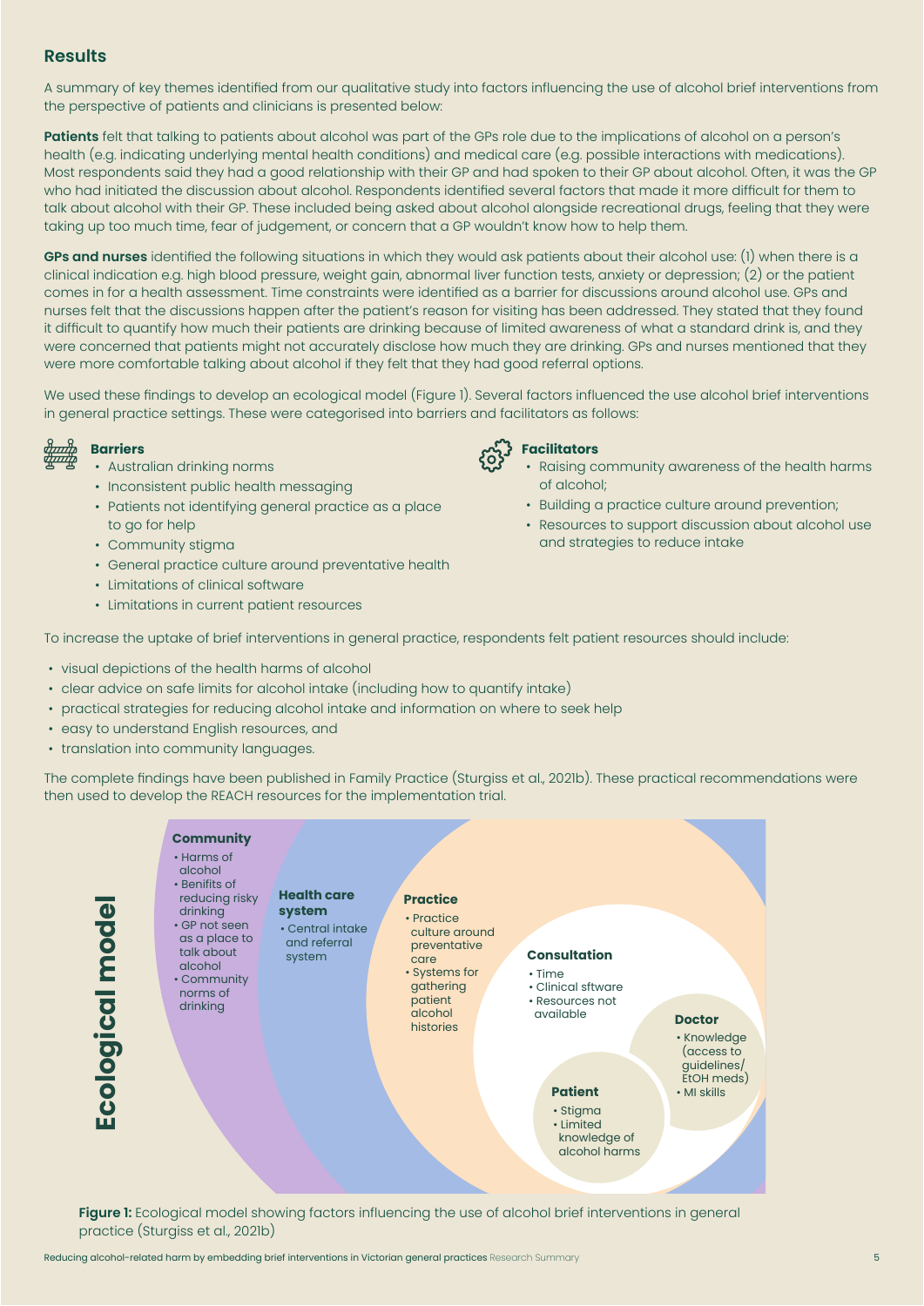## Results

A summary of key themes identified from our qualitative study into factors influencing the use of alcohol brief interventions from the perspective of patients and clinicians is presented below:

**Patients** felt that talking to patients about alcohol was part of the GPs role due to the implications of alcohol on a person's health (e.g. indicating underlying mental health conditions) and medical care (e.g. possible interactions with medications). Most respondents said they had a good relationship with their GP and had spoken to their GP about alcohol. Often, it was the GP who had initiated the discussion about alcohol. Respondents identified several factors that made it more difficult for them to talk about alcohol with their GP. These included being asked about alcohol alongside recreational drugs, feeling that they were taking up too much time, fear of judgement, or concern that a GP wouldn't know how to help them.

**GPs and nurses** identified the following situations in which they would ask patients about their alcohol use: (1) when there is a clinical indication e.g. high blood pressure, weight gain, abnormal liver function tests, anxiety or depression; (2) or the patient comes in for a health assessment. Time constraints were identified as a barrier for discussions around alcohol use. GPs and nurses felt that the discussions happen after the patient's reason for visiting has been addressed. They stated that they found it difficult to quantify how much their patients are drinking because of limited awareness of what a standard drink is, and they were concerned that patients might not accurately disclose how much they are drinking. GPs and nurses mentioned that they were more comfortable talking about alcohol if they felt that they had good referral options.

We used these findings to develop an ecological model (Figure 1). Several factors influenced the use alcohol brief interventions in general practice settings. These were categorised into barriers and facilitators as follows:

**Barriers**

- Australian drinking norms
- Inconsistent public health messaging
- Patients not identifying general practice as a place to go for help
- Community stigma
- General practice culture around preventative health
- Limitations of clinical software
- Limitations in current patient resources

**Facilitators**

- Raising community awareness of the health harms of alcohol;
- Building a practice culture around prevention;
- Resources to support discussion about alcohol use and strategies to reduce intake

To increase the uptake of brief interventions in general practice, respondents felt patient resources should include:

- visual depictions of the health harms of alcohol
- clear advice on safe limits for alcohol intake (including how to quantify intake)
- practical strategies for reducing alcohol intake and information on where to seek help
- easy to understand English resources, and
- translation into community languages.

The complete findings have been published in Family Practice (Sturgiss et al., 2021b). These practical recommendations were then used to develop the REACH resources for the implementation trial.

**Ecological model**

**Community**
- Harms of alcohol
- Benifits of reducing risky drinking
- GP not seen as a place to talk about alcohol
- Community norms of drinking

**Health care system**
- Central intake and referral system

**Practice**
- Practice culture around preventative care
- Systems for gathering patient alcohol histories

**Consultation**
- Time
- Clinical sftware
- Resources not available

**Doctor**
- Knowledge (access to guidelines/ EtOH meds)
- MI skills

**Patient**
- Stigma
- Limited knowledge of alcohol harms

**Figure 1:** Ecological model showing factors influencing the use of alcohol brief interventions in general practice (Sturgiss et al., 2021b)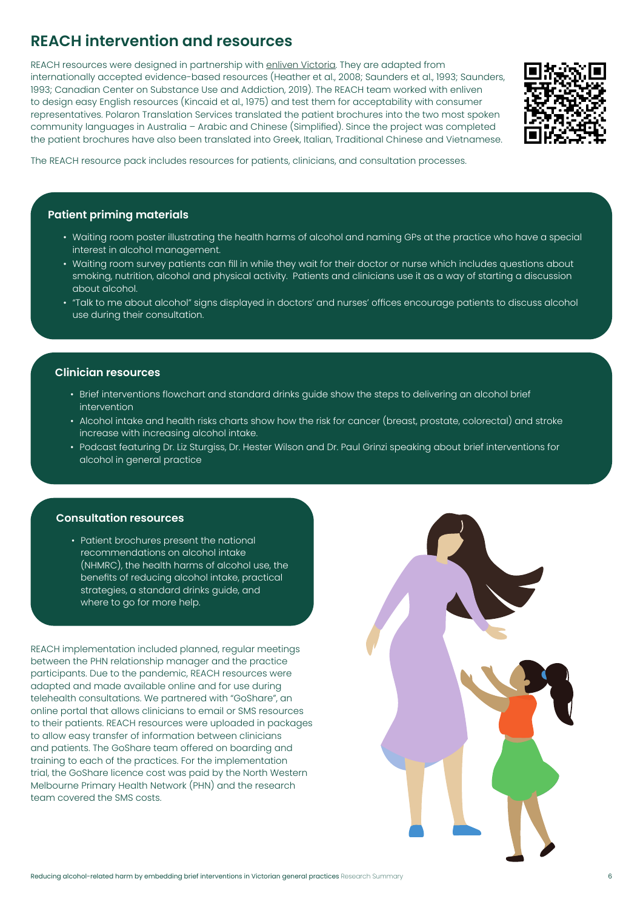## REACH intervention and resources

REACH resources were designed in partnership with enliven Victoria. They are adapted from internationally accepted evidence-based resources (Heather et al., 2008; Saunders et al., 1993; Saunders, 1993; Canadian Center on Substance Use and Addiction, 2019). The REACH team worked with enliven to design easy English resources (Kincaid et al., 1975) and test them for acceptability with consumer representatives. Polaron Translation Services translated the patient brochures into the two most spoken community languages in Australia – Arabic and Chinese (Simplified). Since the project was completed the patient brochures have also been translated into Greek, Italian, Traditional Chinese and Vietnamese.

The REACH resource pack includes resources for patients, clinicians, and consultation processes.

### Patient priming materials

- Waiting room poster illustrating the health harms of alcohol and naming GPs at the practice who have a special interest in alcohol management.
- Waiting room survey patients can fill in while they wait for their doctor or nurse which includes questions about smoking, nutrition, alcohol and physical activity. Patients and clinicians use it as a way of starting a discussion about alcohol.
- "Talk to me about alcohol" signs displayed in doctors' and nurses' offices encourage patients to discuss alcohol use during their consultation.

### Clinician resources

- Brief interventions flowchart and standard drinks guide show the steps to delivering an alcohol brief intervention
- Alcohol intake and health risks charts show how the risk for cancer (breast, prostate, colorectal) and stroke increase with increasing alcohol intake.
- Podcast featuring Dr. Liz Sturgiss, Dr. Hester Wilson and Dr. Paul Grinzi speaking about brief interventions for alcohol in general practice

### Consultation resources

- Patient brochures present the national recommendations on alcohol intake (NHMRC), the health harms of alcohol use, the benefits of reducing alcohol intake, practical strategies, a standard drinks guide, and where to go for more help.

REACH implementation included planned, regular meetings between the PHN relationship manager and the practice participants. Due to the pandemic, REACH resources were adapted and made available online and for use during telehealth consultations. We partnered with "GoShare", an online portal that allows clinicians to email or SMS resources to their patients. REACH resources were uploaded in packages to allow easy transfer of information between clinicians and patients. The GoShare team offered on boarding and training to each of the practices. For the implementation trial, the GoShare licence cost was paid by the North Western Melbourne Primary Health Network (PHN) and the research team covered the SMS costs.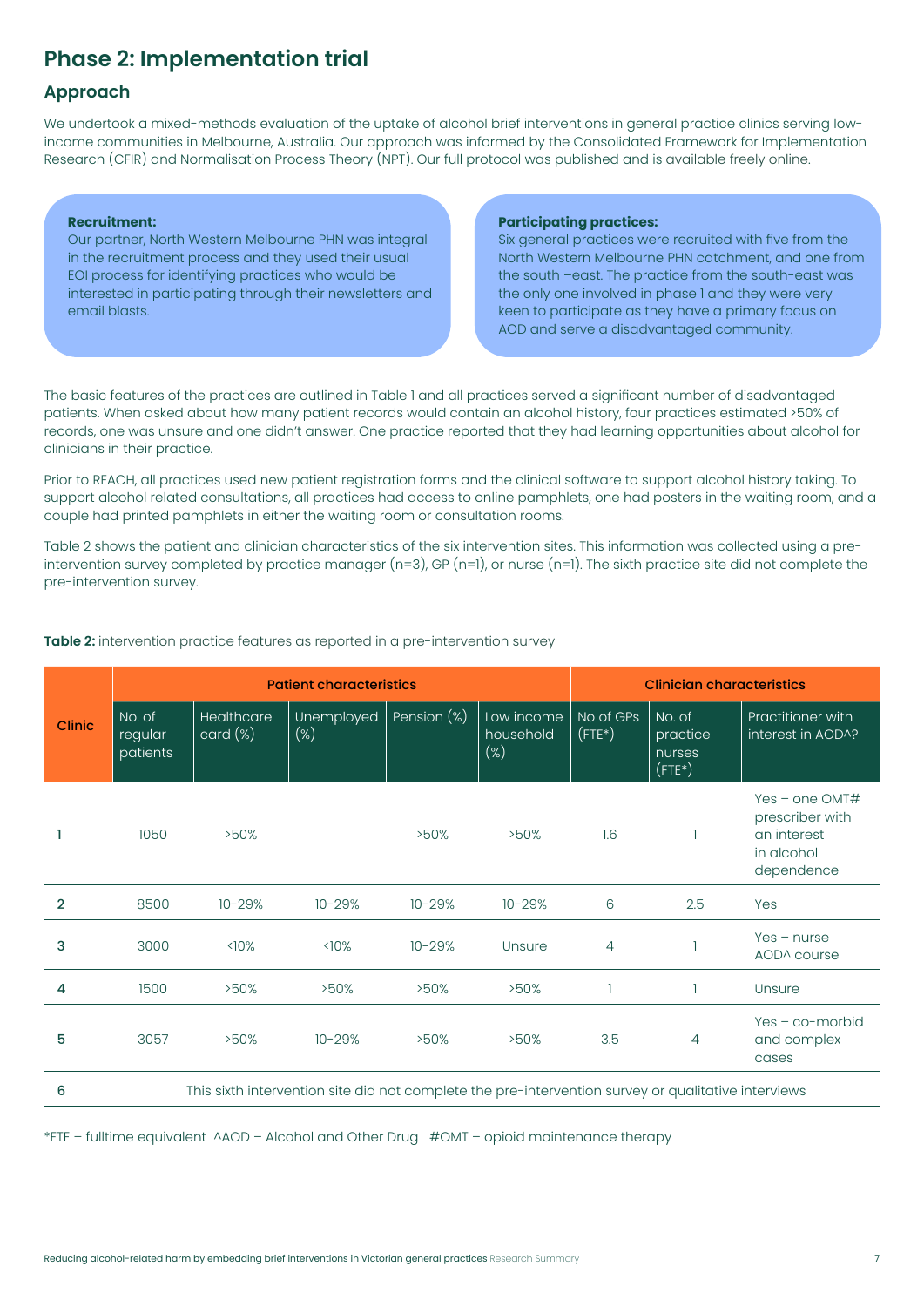## Phase 2: Implementation trial

### Approach

We undertook a mixed-methods evaluation of the uptake of alcohol brief interventions in general practice clinics serving low-income communities in Melbourne, Australia. Our approach was informed by the Consolidated Framework for Implementation Research (CFIR) and Normalisation Process Theory (NPT). Our full protocol was published and is available freely online.

**Recruitment:**
Our partner, North Western Melbourne PHN was integral in the recruitment process and they used their usual EOI process for identifying practices who would be interested in participating through their newsletters and email blasts.

**Participating practices:**
Six general practices were recruited with five from the North Western Melbourne PHN catchment, and one from the south –east. The practice from the south-east was the only one involved in phase 1 and they were very keen to participate as they have a primary focus on AOD and serve a disadvantaged community.

The basic features of the practices are outlined in Table 1 and all practices served a significant number of disadvantaged patients. When asked about how many patient records would contain an alcohol history, four practices estimated >50% of records, one was unsure and one didn't answer. One practice reported that they had learning opportunities about alcohol for clinicians in their practice.

Prior to REACH, all practices used new patient registration forms and the clinical software to support alcohol history taking. To support alcohol related consultations, all practices had access to online pamphlets, one had posters in the waiting room, and a couple had printed pamphlets in either the waiting room or consultation rooms.

Table 2 shows the patient and clinician characteristics of the six intervention sites. This information was collected using a pre-intervention survey completed by practice manager (n=3), GP (n=1), or nurse (n=1). The sixth practice site did not complete the pre-intervention survey.

**Table 2:** intervention practice features as reported in a pre-intervention survey

| Clinic | Patient characteristics | | | | | Clinician characteristics | | |
|---|---|---|---|---|---|---|---|---|
| | No. of regular patients | Healthcare card (%) | Unemployed (%) | Pension (%) | Low income household (%) | No of GPs (FTE*) | No. of practice nurses (FTE*) | Practitioner with interest in AOD^? |
| 1 | 1050 | >50% | | >50% | >50% | 1.6 | 1 | Yes – one OMT# prescriber with an interest in alcohol dependence |
| 2 | 8500 | 10-29% | 10-29% | 10-29% | 10-29% | 6 | 2.5 | Yes |
| 3 | 3000 | <10% | <10% | 10-29% | Unsure | 4 | 1 | Yes – nurse AOD^ course |
| 4 | 1500 | >50% | >50% | >50% | >50% | 1 | 1 | Unsure |
| 5 | 3057 | >50% | 10-29% | >50% | >50% | 3.5 | 4 | Yes – co-morbid and complex cases |
| 6 | This sixth intervention site did not complete the pre-intervention survey or qualitative interviews | | | | | | | |

*FTE – fulltime equivalent ^AOD – Alcohol and Other Drug #OMT – opioid maintenance therapy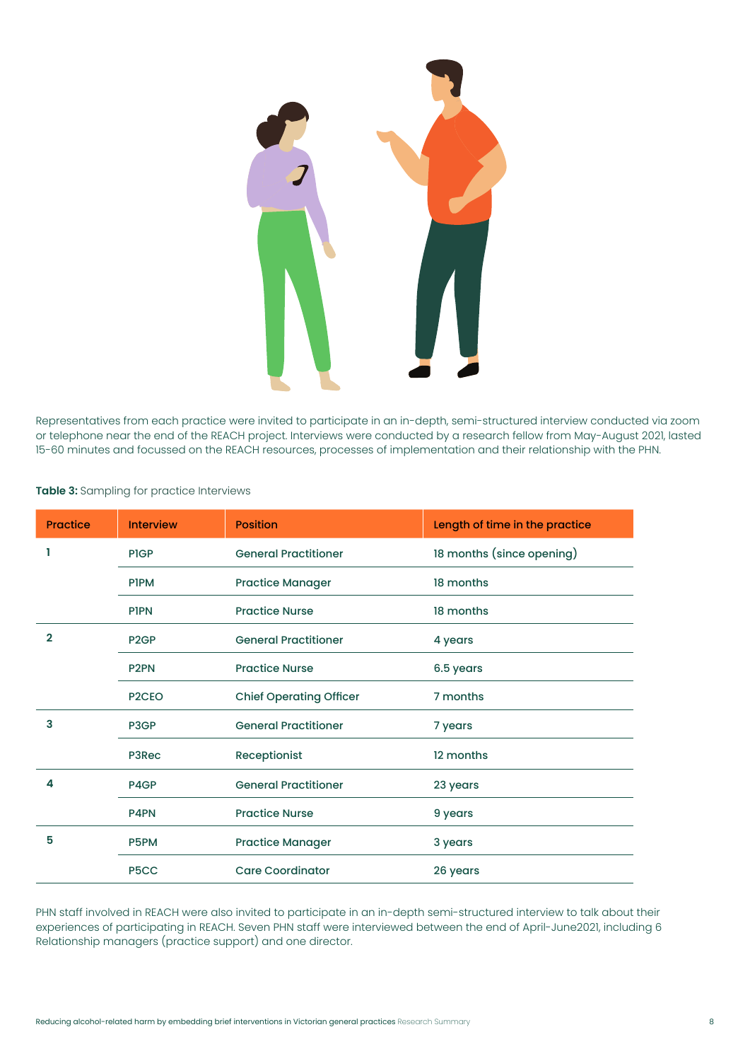Representatives from each practice were invited to participate in an in-depth, semi-structured interview conducted via zoom or telephone near the end of the REACH project. Interviews were conducted by a research fellow from May-August 2021, lasted 15-60 minutes and focussed on the REACH resources, processes of implementation and their relationship with the PHN.

**Table 3:** Sampling for practice Interviews

| Practice | Interview | Position | Length of time in the practice |
|---|---|---|---|
| 1 | P1GP | General Practitioner | 18 months (since opening) |
| | P1PM | Practice Manager | 18 months |
| | P1PN | Practice Nurse | 18 months |
| 2 | P2GP | General Practitioner | 4 years |
| | P2PN | Practice Nurse | 6.5 years |
| | P2CEO | Chief Operating Officer | 7 months |
| 3 | P3GP | General Practitioner | 7 years |
| | P3Rec | Receptionist | 12 months |
| 4 | P4GP | General Practitioner | 23 years |
| | P4PN | Practice Nurse | 9 years |
| 5 | P5PM | Practice Manager | 3 years |
| | P5CC | Care Coordinator | 26 years |

PHN staff involved in REACH were also invited to participate in an in-depth semi-structured interview to talk about their experiences of participating in REACH. Seven PHN staff were interviewed between the end of April-June2021, including 6 Relationship managers (practice support) and one director.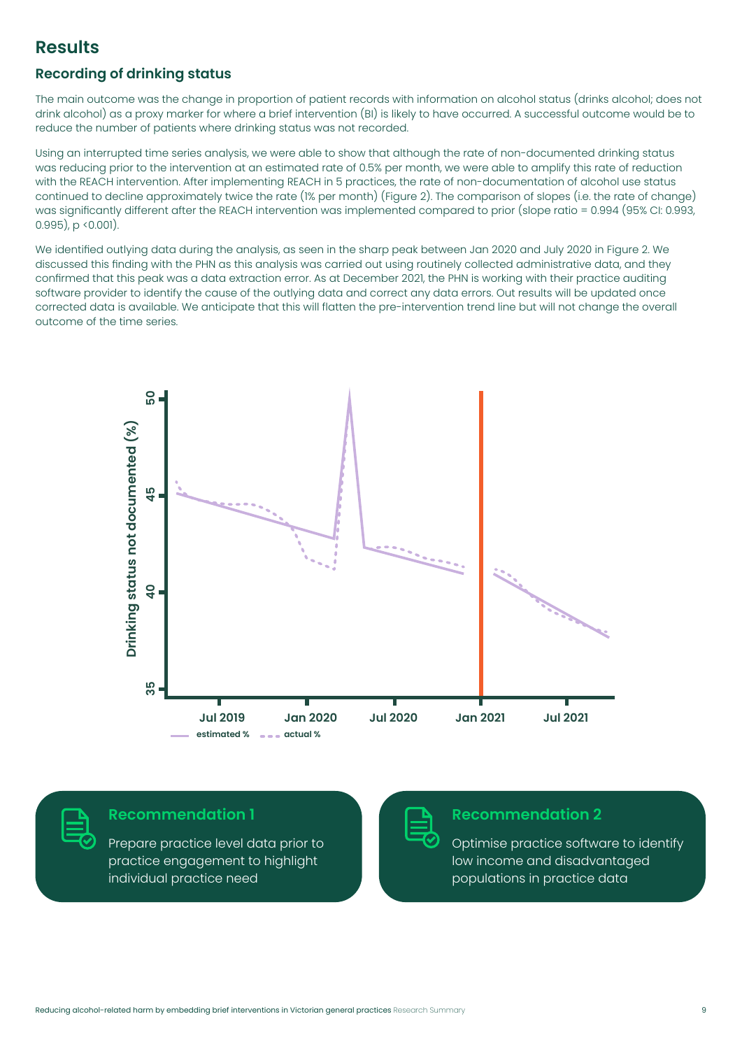## Results

### Recording of drinking status

The main outcome was the change in proportion of patient records with information on alcohol status (drinks alcohol; does not drink alcohol) as a proxy marker for where a brief intervention (BI) is likely to have occurred. A successful outcome would be to reduce the number of patients where drinking status was not recorded.

Using an interrupted time series analysis, we were able to show that although the rate of non-documented drinking status was reducing prior to the intervention at an estimated rate of 0.5% per month, we were able to amplify this rate of reduction with the REACH intervention. After implementing REACH in 5 practices, the rate of non-documentation of alcohol use status continued to decline approximately twice the rate (1% per month) (Figure 2). The comparison of slopes (i.e. the rate of change) was significantly different after the REACH intervention was implemented compared to prior (slope ratio = 0.994 (95% CI: 0.993, 0.995), p <0.001).

We identified outlying data during the analysis, as seen in the sharp peak between Jan 2020 and July 2020 in Figure 2. We discussed this finding with the PHN as this analysis was carried out using routinely collected administrative data, and they confirmed that this peak was a data extraction error. As at December 2021, the PHN is working with their practice auditing software provider to identify the cause of the outlying data and correct any data errors. Out results will be updated once corrected data is available. We anticipate that this will flatten the pre-intervention trend line but will not change the overall outcome of the time series.

Drinking status not documented (%)

50, 45, 40, 35

Jul 2019, Jan 2020, Jul 2020, Jan 2021, Jul 2021

estimated % — actual %

**Recommendation 1**

Prepare practice level data prior to practice engagement to highlight individual practice need

**Recommendation 2**

Optimise practice software to identify low income and disadvantaged populations in practice data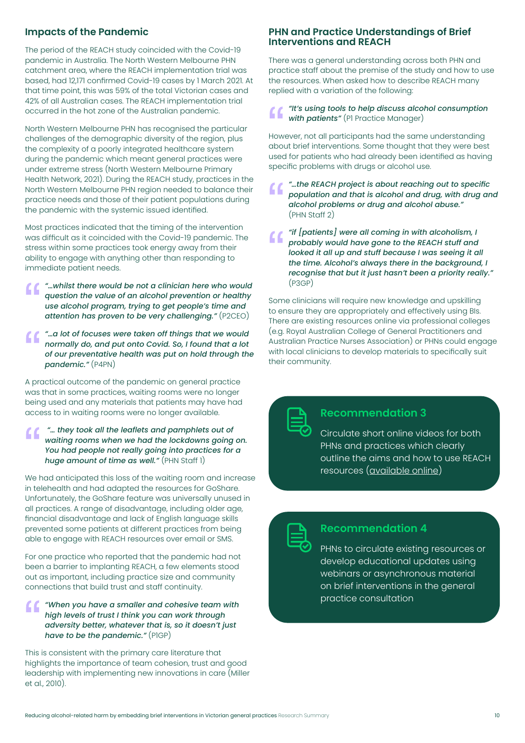## Impacts of the Pandemic

The period of the REACH study coincided with the Covid-19 pandemic in Australia. The North Western Melbourne PHN catchment area, where the REACH implementation trial was based, had 12,171 confirmed Covid-19 cases by 1 March 2021. At that time point, this was 59% of the total Victorian cases and 42% of all Australian cases. The REACH implementation trial occurred in the hot zone of the Australian pandemic.

North Western Melbourne PHN has recognised the particular challenges of the demographic diversity of the region, plus the complexity of a poorly integrated healthcare system during the pandemic which meant general practices were under extreme stress (North Western Melbourne Primary Health Network, 2021). During the REACH study, practices in the North Western Melbourne PHN region needed to balance their practice needs and those of their patient populations during the pandemic with the systemic issued identified.

Most practices indicated that the timing of the intervention was difficult as it coincided with the Covid-19 pandemic. The stress within some practices took energy away from their ability to engage with anything other than responding to immediate patient needs.

> ***"...whilst there would be not a clinician here who would question the value of an alcohol prevention or healthy use alcohol program, trying to get people's time and attention has proven to be very challenging."*** (P2CEO)

> ***"...a lot of focuses were taken off things that we would normally do, and put onto Covid. So, I found that a lot of our preventative health was put on hold through the pandemic."*** (P4PN)

A practical outcome of the pandemic on general practice was that in some practices, waiting rooms were no longer being used and any materials that patients may have had access to in waiting rooms were no longer available.

> ***"... they took all the leaflets and pamphlets out of waiting rooms when we had the lockdowns going on. You had people not really going into practices for a huge amount of time as well."*** (PHN Staff 1)

We had anticipated this loss of the waiting room and increase in telehealth and had adapted the resources for GoShare. Unfortunately, the GoShare feature was universally unused in all practices. A range of disadvantage, including older age, financial disadvantage and lack of English language skills prevented some patients at different practices from being able to engage with REACH resources over email or SMS.

For one practice who reported that the pandemic had not been a barrier to implanting REACH, a few elements stood out as important, including practice size and community connections that build trust and staff continuity.

> ***"When you have a smaller and cohesive team with high levels of trust I think you can work through adversity better, whatever that is, so it doesn't just have to be the pandemic."*** (P1GP)

This is consistent with the primary care literature that highlights the importance of team cohesion, trust and good leadership with implementing new innovations in care (Miller et al., 2010).

## PHN and Practice Understandings of Brief Interventions and REACH

There was a general understanding across both PHN and practice staff about the premise of the study and how to use the resources. When asked how to describe REACH many replied with a variation of the following:

> ***"It's using tools to help discuss alcohol consumption with patients"*** (P1 Practice Manager)

However, not all participants had the same understanding about brief interventions. Some thought that they were best used for patients who had already been identified as having specific problems with drugs or alcohol use.

> ***"...the REACH project is about reaching out to specific population and that is alcohol and drug, with drug and alcohol problems or drug and alcohol abuse."*** (PHN Staff 2)

> ***"if [patients] were all coming in with alcoholism, I probably would have gone to the REACH stuff and looked it all up and stuff because I was seeing it all the time. Alcohol's always there in the background, I recognise that but it just hasn't been a priority really."*** (P3GP)

Some clinicians will require new knowledge and upskilling to ensure they are appropriately and effectively using BIs. There are existing resources online via professional colleges (e.g. Royal Australian College of General Practitioners and Australian Practice Nurses Association) or PHNs could engage with local clinicians to develop materials to specifically suit their community.

### Recommendation 3

Circulate short online videos for both PHNs and practices which clearly outline the aims and how to use REACH resources (available online)

### Recommendation 4

PHNs to circulate existing resources or develop educational updates using webinars or asynchronous material on brief interventions in the general practice consultation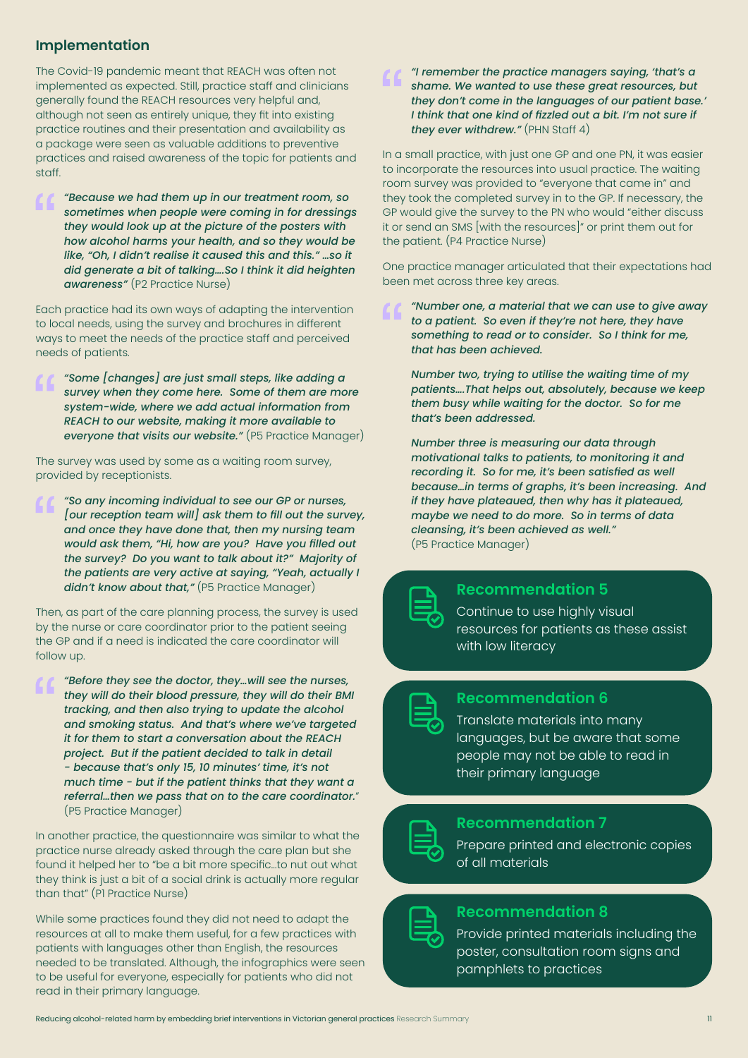## Implementation

The Covid-19 pandemic meant that REACH was often not implemented as expected. Still, practice staff and clinicians generally found the REACH resources very helpful and, although not seen as entirely unique, they fit into existing practice routines and their presentation and availability as a package were seen as valuable additions to preventive practices and raised awareness of the topic for patients and staff.

> ***"Because we had them up in our treatment room, so sometimes when people were coming in for dressings they would look up at the picture of the posters with how alcohol harms your health, and so they would be like, "Oh, I didn't realise it caused this and this." …So it did generate a bit of talking….So I think it did heighten awareness"*** (P2 Practice Nurse)

Each practice had its own ways of adapting the intervention to local needs, using the survey and brochures in different ways to meet the needs of the practice staff and perceived needs of patients.

> ***"Some [changes] are just small steps, like adding a survey when they come here. Some of them are more system-wide, where we add actual information from REACH to our website, making it more available to everyone that visits our website."*** (P5 Practice Manager)

The survey was used by some as a waiting room survey, provided by receptionists.

> ***"So any incoming individual to see our GP or nurses, [our reception team will] ask them to fill out the survey, and once they have done that, then my nursing team would ask them, "Hi, how are you? Have you filled out the survey? Do you want to talk about it?" Majority of the patients are very active at saying, "Yeah, actually I didn't know about that,"*** (P5 Practice Manager)

Then, as part of the care planning process, the survey is used by the nurse or care coordinator prior to the patient seeing the GP and if a need is indicated the care coordinator will follow up.

> ***"Before they see the doctor, they…will see the nurses, they will do their blood pressure, they will do their BMI tracking, and then also trying to update the alcohol and smoking status. And that's where we've targeted it for them to start a conversation about the REACH project. But if the patient decided to talk in detail - because that's only 15, 10 minutes' time, it's not much time - but if the patient thinks that they want a referral…then we pass that on to the care coordinator."*** (P5 Practice Manager)

In another practice, the questionnaire was similar to what the practice nurse already asked through the care plan but she found it helped her to "be a bit more specific…to nut out what they think is just a bit of a social drink is actually more regular than that" (P1 Practice Nurse)

While some practices found they did not need to adapt the resources at all to make them useful, for a few practices with patients with languages other than English, the resources needed to be translated. Although, the infographics were seen to be useful for everyone, especially for patients who did not read in their primary language.

> ***"I remember the practice managers saying, 'that's a shame. We wanted to use these great resources, but they don't come in the languages of our patient base.' I think that one kind of fizzled out a bit. I'm not sure if they ever withdrew."*** (PHN Staff 4)

In a small practice, with just one GP and one PN, it was easier to incorporate the resources into usual practice. The waiting room survey was provided to "everyone that came in" and they took the completed survey in to the GP. If necessary, the GP would give the survey to the PN who would "either discuss it or send an SMS [with the resources]" or print them out for the patient. (P4 Practice Nurse)

One practice manager articulated that their expectations had been met across three key areas.

> ***"Number one, a material that we can use to give away to a patient. So even if they're not here, they have something to read or to consider. So I think for me, that has been achieved.***
>
> ***Number two, trying to utilise the waiting time of my patients….That helps out, absolutely, because we keep them busy while waiting for the doctor. So for me that's been addressed.***
>
> ***Number three is measuring our data through motivational talks to patients, to monitoring it and recording it. So for me, it's been satisfied as well because…in terms of graphs, it's been increasing. And if they have plateaued, then why has it plateaued, maybe we need to do more. So in terms of data cleansing, it's been achieved as well."***
> (P5 Practice Manager)

**Recommendation 5**
Continue to use highly visual resources for patients as these assist with low literacy

**Recommendation 6**
Translate materials into many languages, but be aware that some people may not be able to read in their primary language

**Recommendation 7**
Prepare printed and electronic copies of all materials

**Recommendation 8**
Provide printed materials including the poster, consultation room signs and pamphlets to practices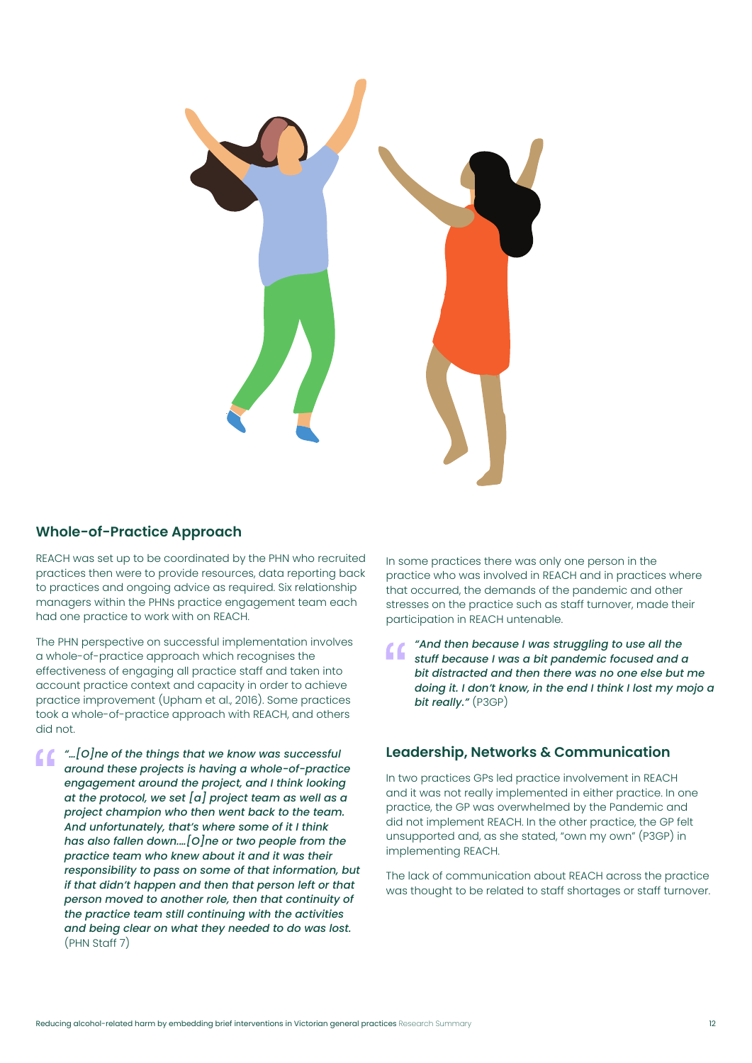## Whole-of-Practice Approach

REACH was set up to be coordinated by the PHN who recruited practices then were to provide resources, data reporting back to practices and ongoing advice as required. Six relationship managers within the PHNs practice engagement team each had one practice to work with on REACH.

The PHN perspective on successful implementation involves a whole-of-practice approach which recognises the effectiveness of engaging all practice staff and taken into account practice context and capacity in order to achieve practice improvement (Upham et al., 2016). Some practices took a whole-of-practice approach with REACH, and others did not.

> ***"…[O]ne of the things that we know was successful around these projects is having a whole-of-practice engagement around the project, and I think looking at the protocol, we set [a] project team as well as a project champion who then went back to the team. And unfortunately, that's where some of it I think has also fallen down….[O]ne or two people from the practice team who knew about it and it was their responsibility to pass on some of that information, but if that didn't happen and then that person left or that person moved to another role, then that continuity of the practice team still continuing with the activities and being clear on what they needed to do was lost.*** (PHN Staff 7)

In some practices there was only one person in the practice who was involved in REACH and in practices where that occurred, the demands of the pandemic and other stresses on the practice such as staff turnover, made their participation in REACH untenable.

> ***"And then because I was struggling to use all the stuff because I was a bit pandemic focused and a bit distracted and then there was no one else but me doing it. I don't know, in the end I think I lost my mojo a bit really."*** (P3GP)

## Leadership, Networks & Communication

In two practices GPs led practice involvement in REACH and it was not really implemented in either practice. In one practice, the GP was overwhelmed by the Pandemic and did not implement REACH. In the other practice, the GP felt unsupported and, as she stated, "own my own" (P3GP) in implementing REACH.

The lack of communication about REACH across the practice was thought to be related to staff shortages or staff turnover.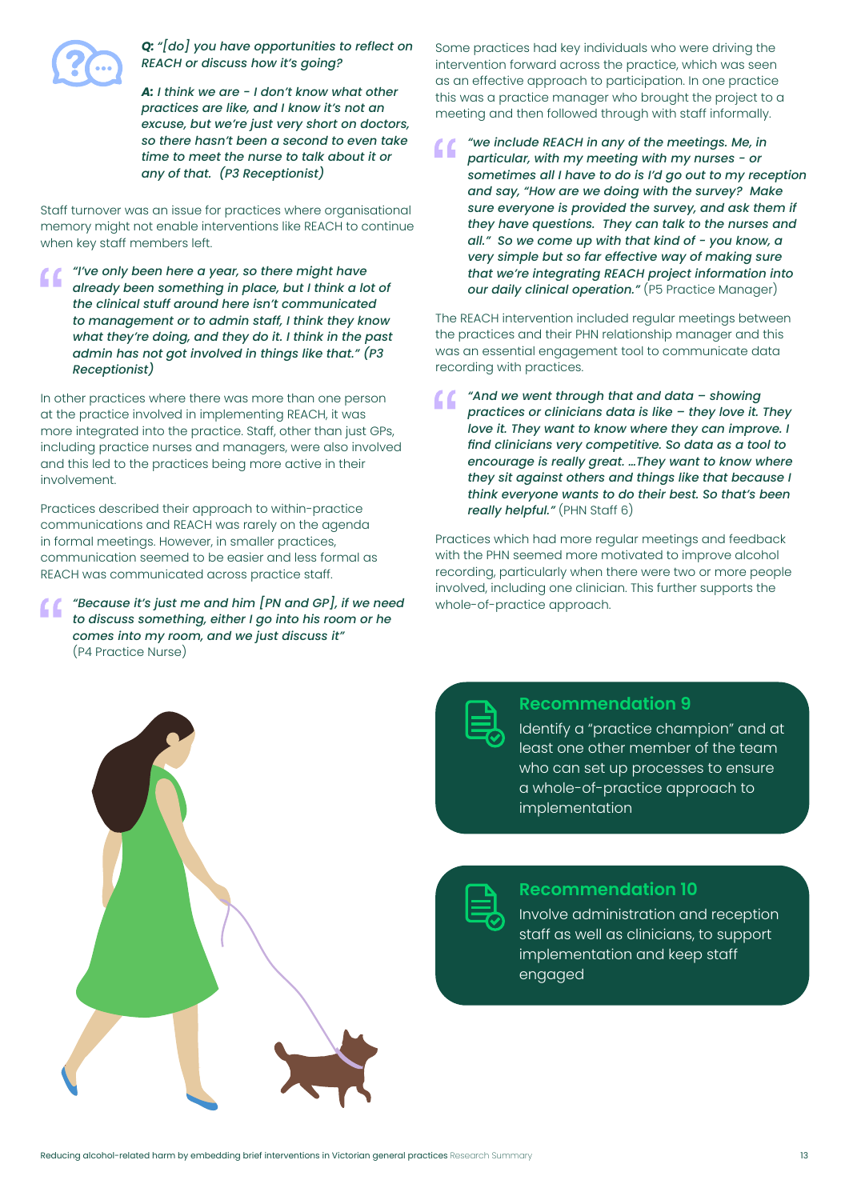***Q:** "[do] you have opportunities to reflect on REACH or discuss how it's going?*

***A:** I think we are - I don't know what other practices are like, and I know it's not an excuse, but we're just very short on doctors, so there hasn't been a second to even take time to meet the nurse to talk about it or any of that. (P3 Receptionist)*

Staff turnover was an issue for practices where organisational memory might not enable interventions like REACH to continue when key staff members left.

> *"I've only been here a year, so there might have already been something in place, but I think a lot of the clinical stuff around here isn't communicated to management or to admin staff, I think they know what they're doing, and they do it. I think in the past admin has not got involved in things like that." (P3 Receptionist)*

In other practices where there was more than one person at the practice involved in implementing REACH, it was more integrated into the practice. Staff, other than just GPs, including practice nurses and managers, were also involved and this led to the practices being more active in their involvement.

Practices described their approach to within-practice communications and REACH was rarely on the agenda in formal meetings. However, in smaller practices, communication seemed to be easier and less formal as REACH was communicated across practice staff.

> *"Because it's just me and him [PN and GP], if we need to discuss something, either I go into his room or he comes into my room, and we just discuss it"* (P4 Practice Nurse)

Some practices had key individuals who were driving the intervention forward across the practice, which was seen as an effective approach to participation. In one practice this was a practice manager who brought the project to a meeting and then followed through with staff informally.

> *"we include REACH in any of the meetings. Me, in particular, with my meeting with my nurses - or sometimes all I have to do is I'd go out to my reception and say, "How are we doing with the survey? Make sure everyone is provided the survey, and ask them if they have questions. They can talk to the nurses and all." So we come up with that kind of - you know, a very simple but so far effective way of making sure that we're integrating REACH project information into our daily clinical operation."* (P5 Practice Manager)

The REACH intervention included regular meetings between the practices and their PHN relationship manager and this was an essential engagement tool to communicate data recording with practices.

> *"And we went through that and data – showing practices or clinicians data is like – they love it. They love it. They want to know where they can improve. I find clinicians very competitive. So data as a tool to encourage is really great. …They want to know where they sit against others and things like that because I think everyone wants to do their best. So that's been really helpful."* (PHN Staff 6)

Practices which had more regular meetings and feedback with the PHN seemed more motivated to improve alcohol recording, particularly when there were two or more people involved, including one clinician. This further supports the whole-of-practice approach.

**Recommendation 9**

Identify a "practice champion" and at least one other member of the team who can set up processes to ensure a whole-of-practice approach to implementation

**Recommendation 10**

Involve administration and reception staff as well as clinicians, to support implementation and keep staff engaged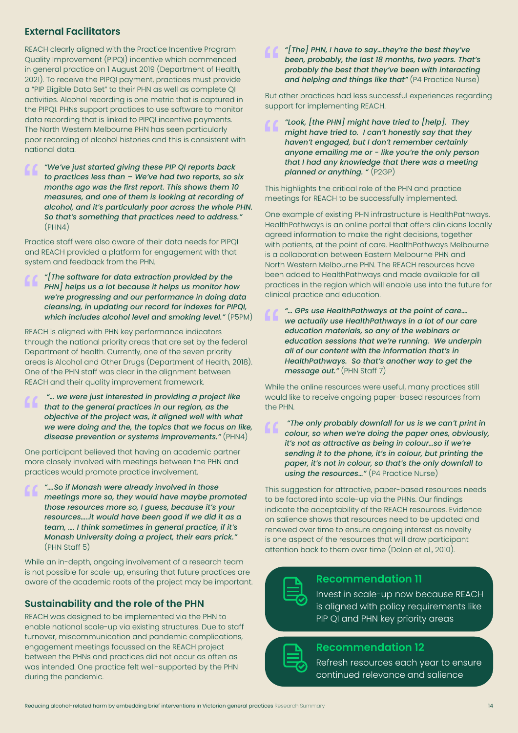### External Facilitators

REACH clearly aligned with the Practice Incentive Program Quality Improvement (PIPQI) incentive which commenced in general practice on 1 August 2019 (Department of Health, 2021). To receive the PIPQI payment, practices must provide a "PIP Eligible Data Set" to their PHN as well as complete QI activities. Alcohol recording is one metric that is captured in the PIPQI. PHNs support practices to use software to monitor data recording that is linked to PIPQI incentive payments. The North Western Melbourne PHN has seen particularly poor recording of alcohol histories and this is consistent with national data.

> ***"We've just started giving these PIP QI reports back to practices less than – We've had two reports, so six months ago was the first report. This shows them 10 measures, and one of them is looking at recording of alcohol, and it's particularly poor across the whole PHN. So that's something that practices need to address."*** (PHN4)

Practice staff were also aware of their data needs for PIPQI and REACH provided a platform for engagement with that system and feedback from the PHN.

> ***"[The software for data extraction provided by the PHN] helps us a lot because it helps us monitor how we're progressing and our performance in doing data cleansing, in updating our record for indexes for PIPQI, which includes alcohol level and smoking level."*** (P5PM)

REACH is aligned with PHN key performance indicators through the national priority areas that are set by the federal Department of health. Currently, one of the seven priority areas is Alcohol and Other Drugs (Department of Health, 2018). One of the PHN staff was clear in the alignment between REACH and their quality improvement framework.

> ***"… we were just interested in providing a project like that to the general practices in our region, as the objective of the project was, it aligned well with what we were doing and the, the topics that we focus on like, disease prevention or systems improvements."*** (PHN4)

One participant believed that having an academic partner more closely involved with meetings between the PHN and practices would promote practice involvement.

> ***"….So if Monash were already involved in those meetings more so, they would have maybe promoted those resources more so, I guess, because it's your resources…..it would have been good if we did it as a team, …. I think sometimes in general practice, if it's Monash University doing a project, their ears prick."*** (PHN Staff 5)

While an in-depth, ongoing involvement of a research team is not possible for scale-up, ensuring that future practices are aware of the academic roots of the project may be important.

### Sustainability and the role of the PHN

REACH was designed to be implemented via the PHN to enable national scale-up via existing structures. Due to staff turnover, miscommunication and pandemic complications, engagement meetings focussed on the REACH project between the PHNs and practices did not occur as often as was intended. One practice felt well-supported by the PHN during the pandemic.

> ***"[The] PHN, I have to say…they're the best they've been, probably, the last 18 months, two years. That's probably the best that they've been with interacting and helping and things like that"*** (P4 Practice Nurse)

But other practices had less successful experiences regarding support for implementing REACH.

> ***"Look, [the PHN] might have tried to [help]. They might have tried to. I can't honestly say that they haven't engaged, but I don't remember certainly anyone emailing me or - like you're the only person that I had any knowledge that there was a meeting planned or anything. "*** (P2GP)

This highlights the critical role of the PHN and practice meetings for REACH to be successfully implemented.

One example of existing PHN infrastructure is HealthPathways. HealthPathways is an online portal that offers clinicians locally agreed information to make the right decisions, together with patients, at the point of care. HealthPathways Melbourne is a collaboration between Eastern Melbourne PHN and North Western Melbourne PHN. The REACH resources have been added to HealthPathways and made available for all practices in the region which will enable use into the future for clinical practice and education.

> ***"… GPs use HealthPathways at the point of care…. we actually use HealthPathways in a lot of our care education materials, so any of the webinars or education sessions that we're running. We underpin all of our content with the information that's in HealthPathways. So that's another way to get the message out."*** (PHN Staff 7)

While the online resources were useful, many practices still would like to receive ongoing paper-based resources from the PHN.

> ***"The only probably downfall for us is we can't print in colour, so when we're doing the paper ones, obviously, it's not as attractive as being in colour…so if we're sending it to the phone, it's in colour, but printing the paper, it's not in colour, so that's the only downfall to using the resources…"*** (P4 Practice Nurse)

This suggestion for attractive, paper-based resources needs to be factored into scale-up via the PHNs. Our findings indicate the acceptability of the REACH resources. Evidence on salience shows that resources need to be updated and renewed over time to ensure ongoing interest as novelty is one aspect of the resources that will draw participant attention back to them over time (Dolan et al., 2010).

**Recommendation 11**

Invest in scale-up now because REACH is aligned with policy requirements like PIP QI and PHN key priority areas

**Recommendation 12**

Refresh resources each year to ensure continued relevance and salience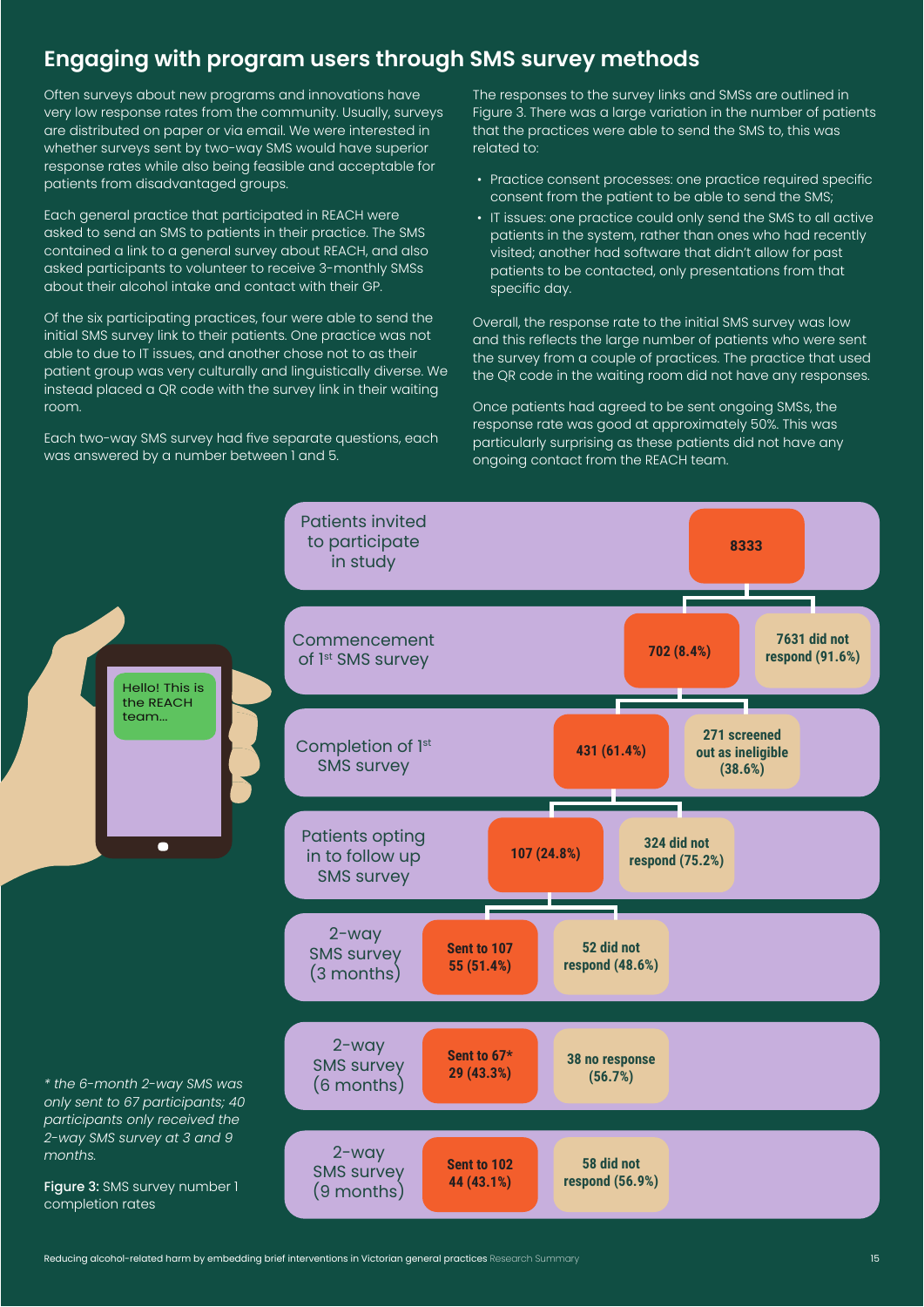## Engaging with program users through SMS survey methods

Often surveys about new programs and innovations have very low response rates from the community. Usually, surveys are distributed on paper or via email. We were interested in whether surveys sent by two-way SMS would have superior response rates while also being feasible and acceptable for patients from disadvantaged groups.

Each general practice that participated in REACH were asked to send an SMS to patients in their practice. The SMS contained a link to a general survey about REACH, and also asked participants to volunteer to receive 3-monthly SMSs about their alcohol intake and contact with their GP.

Of the six participating practices, four were able to send the initial SMS survey link to their patients. One practice was not able to due to IT issues, and another chose not to as their patient group was very culturally and linguistically diverse. We instead placed a QR code with the survey link in their waiting room.

Each two-way SMS survey had five separate questions, each was answered by a number between 1 and 5.

The responses to the survey links and SMSs are outlined in Figure 3. There was a large variation in the number of patients that the practices were able to send the SMS to, this was related to:

- Practice consent processes: one practice required specific consent from the patient to be able to send the SMS;
- IT issues: one practice could only send the SMS to all active patients in the system, rather than ones who had recently visited; another had software that didn't allow for past patients to be contacted, only presentations from that specific day.

Overall, the response rate to the initial SMS survey was low and this reflects the large number of patients who were sent the survey from a couple of practices. The practice that used the QR code in the waiting room did not have any responses.

Once patients had agreed to be sent ongoing SMSs, the response rate was good at approximately 50%. This was particularly surprising as these patients did not have any ongoing contact from the REACH team.

| Stage | Responded | Did not respond / ineligible |
| --- | --- | --- |
| Patients invited to participate in study | 8333 | |
| Commencement of 1st SMS survey | 702 (8.4%) | 7631 did not respond (91.6%) |
| Completion of 1st SMS survey | 431 (61.4%) | 271 screened out as ineligible (38.6%) |
| Patients opting in to follow up SMS survey | 107 (24.8%) | 324 did not respond (75.2%) |
| 2-way SMS survey (3 months) | Sent to 107, 55 (51.4%) | 52 did not respond (48.6%) |
| 2-way SMS survey (6 months) | Sent to 67*, 29 (43.3%) | 38 no response (56.7%) |
| 2-way SMS survey (9 months) | Sent to 102, 44 (43.1%) | 58 did not respond (56.9%) |

*\* the 6-month 2-way SMS was only sent to 67 participants; 40 participants only received the 2-way SMS survey at 3 and 9 months.*

**Figure 3:** SMS survey number 1 completion rates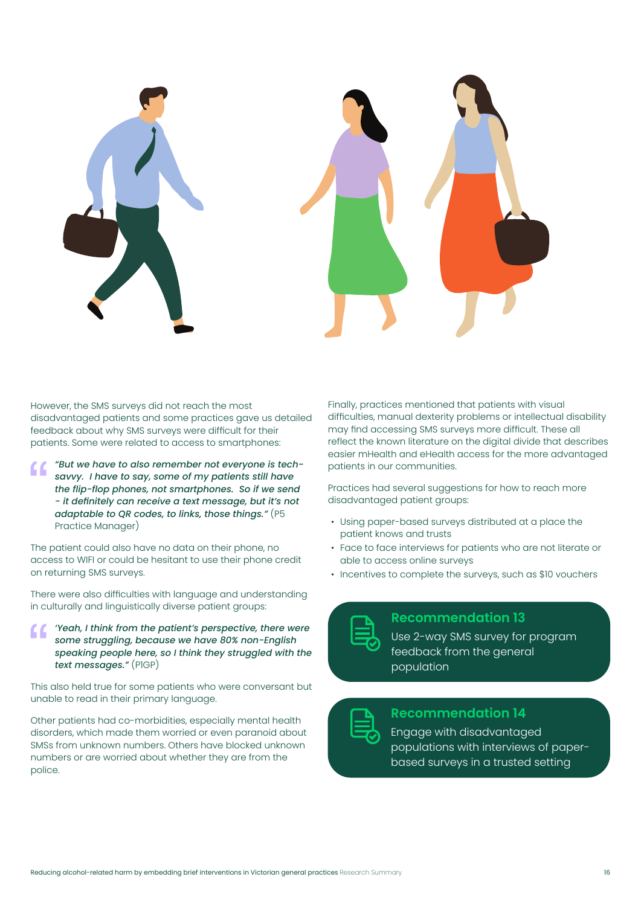However, the SMS surveys did not reach the most disadvantaged patients and some practices gave us detailed feedback about why SMS surveys were difficult for their patients. Some were related to access to smartphones:

> ***"But we have to also remember not everyone is tech-savvy. I have to say, some of my patients still have the flip-flop phones, not smartphones. So if we send - it definitely can receive a text message, but it's not adaptable to QR codes, to links, those things."*** (P5 Practice Manager)

The patient could also have no data on their phone, no access to WIFI or could be hesitant to use their phone credit on returning SMS surveys.

There were also difficulties with language and understanding in culturally and linguistically diverse patient groups:

> ***'Yeah, I think from the patient's perspective, there were some struggling, because we have 80% non-English speaking people here, so I think they struggled with the text messages."*** (P1GP)

This also held true for some patients who were conversant but unable to read in their primary language.

Other patients had co-morbidities, especially mental health disorders, which made them worried or even paranoid about SMSs from unknown numbers. Others have blocked unknown numbers or are worried about whether they are from the police.

Finally, practices mentioned that patients with visual difficulties, manual dexterity problems or intellectual disability may find accessing SMS surveys more difficult. These all reflect the known literature on the digital divide that describes easier mHealth and eHealth access for the more advantaged patients in our communities.

Practices had several suggestions for how to reach more disadvantaged patient groups:

- Using paper-based surveys distributed at a place the patient knows and trusts
- Face to face interviews for patients who are not literate or able to access online surveys
- Incentives to complete the surveys, such as $10 vouchers

**Recommendation 13**

Use 2-way SMS survey for program feedback from the general population

**Recommendation 14**

Engage with disadvantaged populations with interviews of paper-based surveys in a trusted setting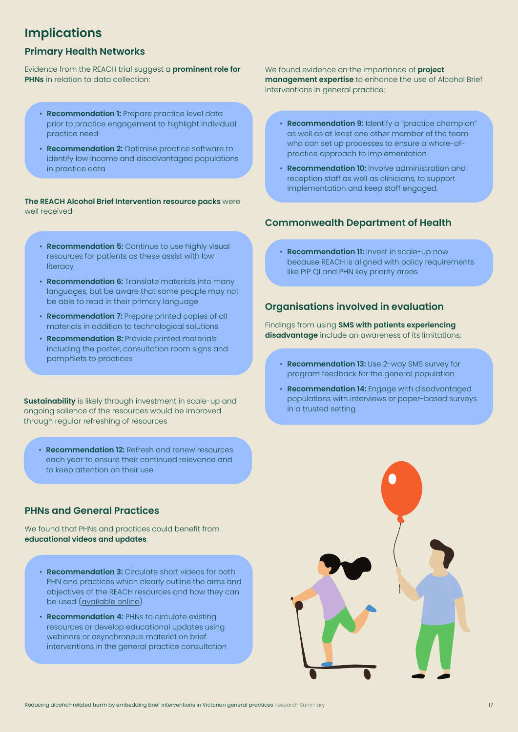# Implications

## Primary Health Networks

Evidence from the REACH trial suggest a **prominent role for PHNs** in relation to data collection:

- **Recommendation 1:** Prepare practice level data prior to practice engagement to highlight individual practice need
- **Recommendation 2:** Optimise practice software to identify low income and disadvantaged populations in practice data

**The REACH Alcohol Brief Intervention resource packs** were well received:

- **Recommendation 5:** Continue to use highly visual resources for patients as these assist with low literacy
- **Recommendation 6:** Translate materials into many languages, but be aware that some people may not be able to read in their primary language
- **Recommendation 7:** Prepare printed copies of all materials in addition to technological solutions
- **Recommendation 8:** Provide printed materials including the poster, consultation room signs and pamphlets to practices

**Sustainability** is likely through investment in scale-up and ongoing salience of the resources would be improved through regular refreshing of resources

- **Recommendation 12:** Refresh and renew resources each year to ensure their continued relevance and to keep attention on their use

## PHNs and General Practices

We found that PHNs and practices could benefit from **educational videos and updates**:

- **Recommendation 3:** Circulate short videos for both PHN and practices which clearly outline the aims and objectives of the REACH resources and how they can be used (available online)
- **Recommendation 4:** PHNs to circulate existing resources or develop educational updates using webinars or asynchronous material on brief interventions in the general practice consultation

We found evidence on the importance of **project management expertise** to enhance the use of Alcohol Brief Interventions in general practice:

- **Recommendation 9:** Identify a "practice champion" as well as at least one other member of the team who can set up processes to ensure a whole-of-practice approach to implementation
- **Recommendation 10:** Involve administration and reception staff as well as clinicians, to support implementation and keep staff engaged.

## Commonwealth Department of Health

- **Recommendation 11:** Invest in scale-up now because REACH is aligned with policy requirements like PIP QI and PHN key priority areas

## Organisations involved in evaluation

Findings from using **SMS with patients experiencing disadvantage** include an awareness of its limitations:

- **Recommendation 13:** Use 2-way SMS survey for program feedback for the general population
- **Recommendation 14:** Engage with disadvantaged populations with interviews or paper-based surveys in a trusted setting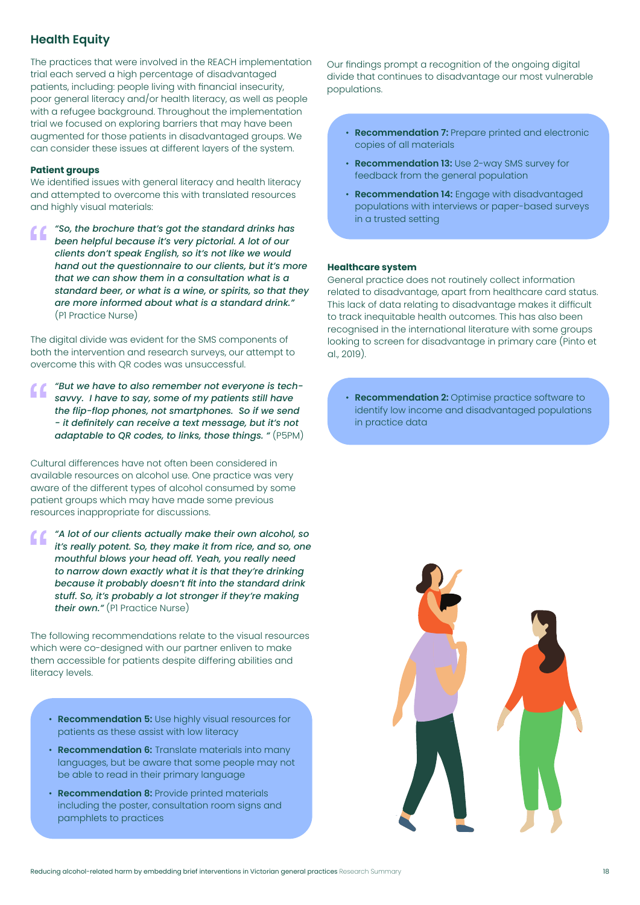## Health Equity

The practices that were involved in the REACH implementation trial each served a high percentage of disadvantaged patients, including: people living with financial insecurity, poor general literacy and/or health literacy, as well as people with a refugee background. Throughout the implementation trial we focused on exploring barriers that may have been augmented for those patients in disadvantaged groups. We can consider these issues at different layers of the system.

**Patient groups**

We identified issues with general literacy and health literacy and attempted to overcome this with translated resources and highly visual materials:

> *"So, the brochure that's got the standard drinks has been helpful because it's very pictorial. A lot of our clients don't speak English, so it's not like we would hand out the questionnaire to our clients, but it's more that we can show them in a consultation what is a standard beer, or what is a wine, or spirits, so that they are more informed about what is a standard drink."* (P1 Practice Nurse)

The digital divide was evident for the SMS components of both the intervention and research surveys, our attempt to overcome this with QR codes was unsuccessful.

> *"But we have to also remember not everyone is tech-savvy. I have to say, some of my patients still have the flip-flop phones, not smartphones. So if we send - it definitely can receive a text message, but it's not adaptable to QR codes, to links, those things. "* (P5PM)

Cultural differences have not often been considered in available resources on alcohol use. One practice was very aware of the different types of alcohol consumed by some patient groups which may have made some previous resources inappropriate for discussions.

> *"A lot of our clients actually make their own alcohol, so it's really potent. So, they make it from rice, and so, one mouthful blows your head off. Yeah, you really need to narrow down exactly what it is that they're drinking because it probably doesn't fit into the standard drink stuff. So, it's probably a lot stronger if they're making their own."* (P1 Practice Nurse)

The following recommendations relate to the visual resources which were co-designed with our partner enliven to make them accessible for patients despite differing abilities and literacy levels.

- **Recommendation 5:** Use highly visual resources for patients as these assist with low literacy
- **Recommendation 6:** Translate materials into many languages, but be aware that some people may not be able to read in their primary language
- **Recommendation 8:** Provide printed materials including the poster, consultation room signs and pamphlets to practices

Our findings prompt a recognition of the ongoing digital divide that continues to disadvantage our most vulnerable populations.

- **Recommendation 7:** Prepare printed and electronic copies of all materials
- **Recommendation 13:** Use 2-way SMS survey for feedback from the general population
- **Recommendation 14:** Engage with disadvantaged populations with interviews or paper-based surveys in a trusted setting

**Healthcare system**

General practice does not routinely collect information related to disadvantage, apart from healthcare card status. This lack of data relating to disadvantage makes it difficult to track inequitable health outcomes. This has also been recognised in the international literature with some groups looking to screen for disadvantage in primary care (Pinto et al., 2019).

- **Recommendation 2:** Optimise practice software to identify low income and disadvantaged populations in practice data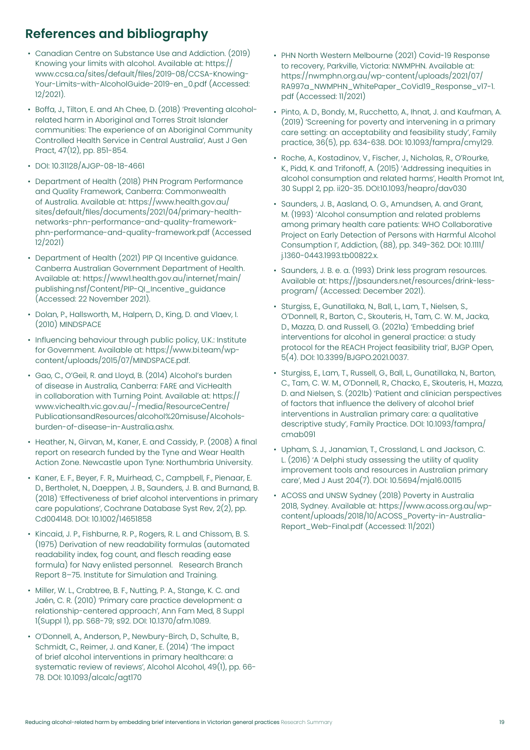## References and bibliography

- Canadian Centre on Substance Use and Addiction. (2019) Knowing your limits with alcohol. Available at: https://www.ccsa.ca/sites/default/files/2019-08/CCSA-Knowing-Your-Limits-with-AlcoholGuide-2019-en_0.pdf (Accessed: 12/2021).
- Boffa, J., Tilton, E. and Ah Chee, D. (2018) 'Preventing alcohol-related harm in Aboriginal and Torres Strait Islander communities: The experience of an Aboriginal Community Controlled Health Service in Central Australia', Aust J Gen Pract, 47(12), pp. 851-854.
- DOI: 10.31128/AJGP-08-18-4661
- Department of Health (2018) PHN Program Performance and Quality Framework, Canberra: Commonwealth of Australia. Available at: https://www.health.gov.au/sites/default/files/documents/2021/04/primary-health-networks-phn-performance-and-quality-framework-phn-performance-and-quality-framework.pdf (Accessed 12/2021)
- Department of Health (2021) PIP QI Incentive guidance. Canberra Australian Government Department of Health. Available at: https://www1.health.gov.au/internet/main/publishing.nsf/Content/PIP-QI_Incentive_guidance (Accessed: 22 November 2021).
- Dolan, P., Hallsworth, M., Halpern, D., King, D. and Vlaev, I. (2010) MINDSPACE
- Influencing behaviour through public policy, U.K.: Institute for Government. Available at: https://www.bi.team/wp-content/uploads/2015/07/MINDSPACE.pdf.
- Gao, C., O'Geil, R. and Lloyd, B. (2014) Alcohol's burden of disease in Australia, Canberra: FARE and VicHealth in collaboration with Turning Point. Available at: https://www.vichealth.vic.gov.au/~/media/ResourceCentre/PublicationsandResources/alcohol%20misuse/Alcohols-burden-of-disease-in-Australia.ashx.
- Heather, N., Girvan, M., Kaner, E. and Cassidy, P. (2008) A final report on research funded by the Tyne and Wear Health Action Zone. Newcastle upon Tyne: Northumbria University.
- Kaner, E. F., Beyer, F. R., Muirhead, C., Campbell, F., Pienaar, E. D., Bertholet, N., Daeppen, J. B., Saunders, J. B. and Burnand, B. (2018) 'Effectiveness of brief alcohol interventions in primary care populations', Cochrane Database Syst Rev, 2(2), pp. Cd004148. DOI: 10.1002/14651858
- Kincaid, J. P., Fishburne, R. P., Rogers, R. L. and Chissom, B. S. (1975) Derivation of new readability formulas (automated readability index, fog count, and flesch reading ease formula) for Navy enlisted personnel. Research Branch Report 8–75. Institute for Simulation and Training.
- Miller, W. L., Crabtree, B. F., Nutting, P. A., Stange, K. C. and Jaén, C. R. (2010) 'Primary care practice development: a relationship-centered approach', Ann Fam Med, 8 Suppl 1(Suppl 1), pp. S68-79; s92. DOI: 10.1370/afm.1089.
- O'Donnell, A., Anderson, P., Newbury-Birch, D., Schulte, B., Schmidt, C., Reimer, J. and Kaner, E. (2014) 'The impact of brief alcohol interventions in primary healthcare: a systematic review of reviews', Alcohol Alcohol, 49(1), pp. 66-78. DOI: 10.1093/alcalc/agt170
- PHN North Western Melbourne (2021) Covid-19 Response to recovery, Parkville, Victoria: NWMPHN. Available at: https://nwmphn.org.au/wp-content/uploads/2021/07/RA997a_NWMPHN_WhitePaper_CoVid19_Response_v17-1.pdf (Accessed: 11/2021)
- Pinto, A. D., Bondy, M., Rucchetto, A., Ihnat, J. and Kaufman, A. (2019) 'Screening for poverty and intervening in a primary care setting: an acceptability and feasibility study', Family practice, 36(5), pp. 634-638. DOI: 10.1093/fampra/cmy129.
- Roche, A., Kostadinov, V., Fischer, J., Nicholas, R., O'Rourke, K., Pidd, K. and Trifonoff, A. (2015) 'Addressing inequities in alcohol consumption and related harms', Health Promot Int, 30 Suppl 2, pp. ii20-35. DOI:10.1093/heapro/dav030
- Saunders, J. B., Aasland, O. G., Amundsen, A. and Grant, M. (1993) 'Alcohol consumption and related problems among primary health care patients: WHO Collaborative Project on Early Detection of Persons with Harmful Alcohol Consumption I', Addiction, (88), pp. 349-362. DOI: 10.1111/j.1360-0443.1993.tb00822.x.
- Saunders, J. B. e. a. (1993) Drink less program resources. Available at: https://jbsaunders.net/resources/drink-less-program/ (Accessed: December 2021).
- Sturgiss, E., Gunatillaka, N., Ball, L., Lam, T., Nielsen, S., O'Donnell, R., Barton, C., Skouteris, H., Tam, C. W. M., Jacka, D., Mazza, D. and Russell, G. (2021a) 'Embedding brief interventions for alcohol in general practice: a study protocol for the REACH Project feasibility trial', BJGP Open, 5(4). DOI: 10.3399/BJGPO.2021.0037.
- Sturgiss, E., Lam, T., Russell, G., Ball, L., Gunatillaka, N., Barton, C., Tam, C. W. M., O'Donnell, R., Chacko, E., Skouteris, H., Mazza, D. and Nielsen, S. (2021b) 'Patient and clinician perspectives of factors that influence the delivery of alcohol brief interventions in Australian primary care: a qualitative descriptive study', Family Practice. DOI: 10.1093/fampra/cmab091
- Upham, S. J., Janamian, T., Crossland, L. and Jackson, C. L. (2016) 'A Delphi study assessing the utility of quality improvement tools and resources in Australian primary care', Med J Aust 204(7). DOI: 10.5694/mja16.00115
- ACOSS and UNSW Sydney (2018) Poverty in Australia 2018, Sydney. Available at: https://www.acoss.org.au/wp-content/uploads/2018/10/ACOSS_Poverty-in-Australia-Report_Web-Final.pdf (Accessed: 11/2021)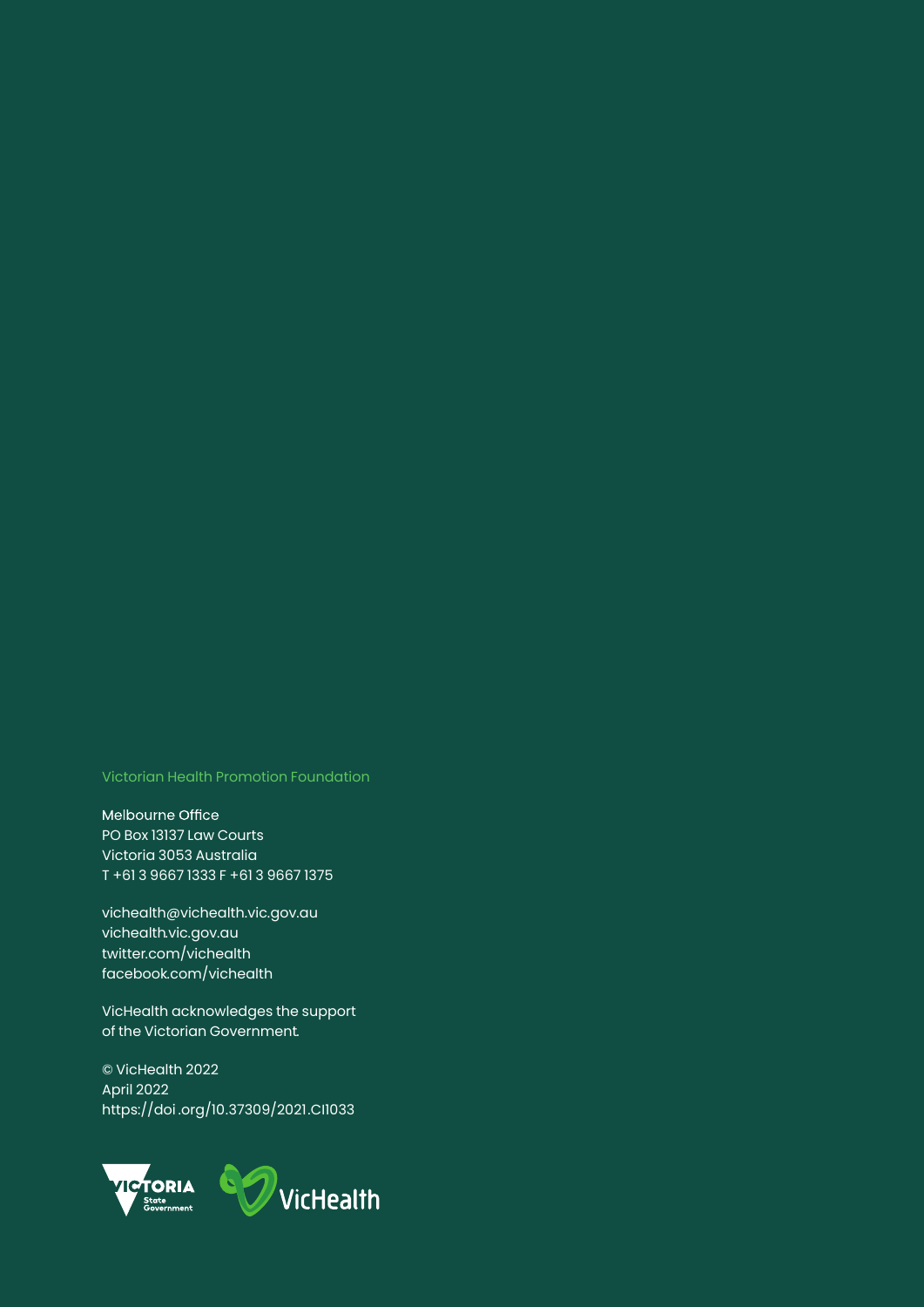Victorian Health Promotion Foundation

Melbourne Office
PO Box 13137 Law Courts
Victoria 3053 Australia
T +61 3 9667 1333 F +61 3 9667 1375

vichealth@vichealth.vic.gov.au
vichealth.vic.gov.au
twitter.com/vichealth
facebook.com/vichealth

VicHealth acknowledges the support of the Victorian Government.

© VicHealth 2022
April 2022
https://doi.org/10.37309/2021.CI1033